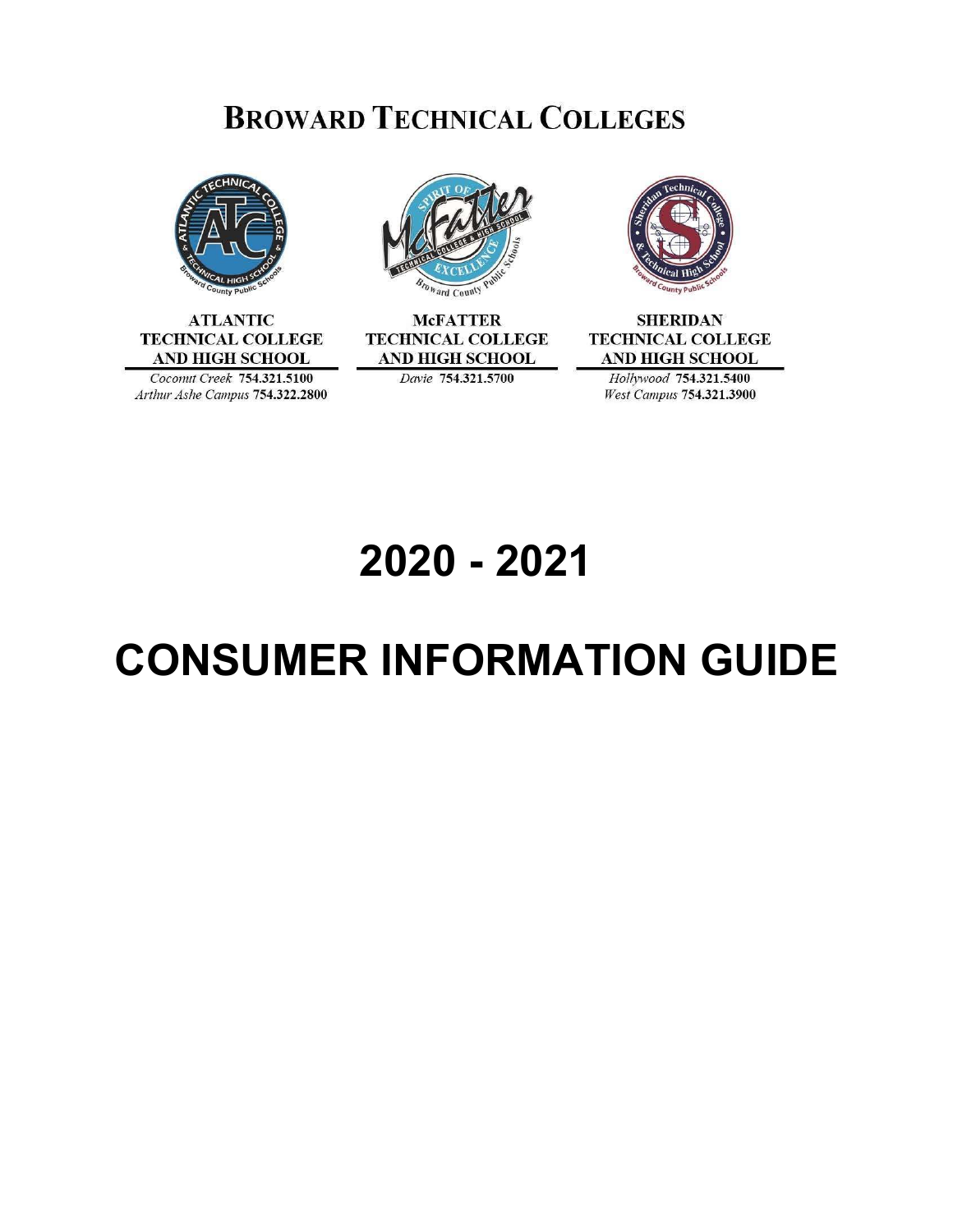# BROWARD TECHNICAL COLLEGES

**ATLANTIC TECHNICAL COLLEGE AND HIGH SCHOOL**
*Coconut Creek* **754.321.5100**
*Arthur Ashe Campus* **754.322.2800**

**McFATTER TECHNICAL COLLEGE AND HIGH SCHOOL**
*Davie* **754.321.5700**

**SHERIDAN TECHNICAL COLLEGE AND HIGH SCHOOL**
*Hollywood* **754.321.5400**
*West Campus* **754.321.3900**

# 2020 - 2021

# CONSUMER INFORMATION GUIDE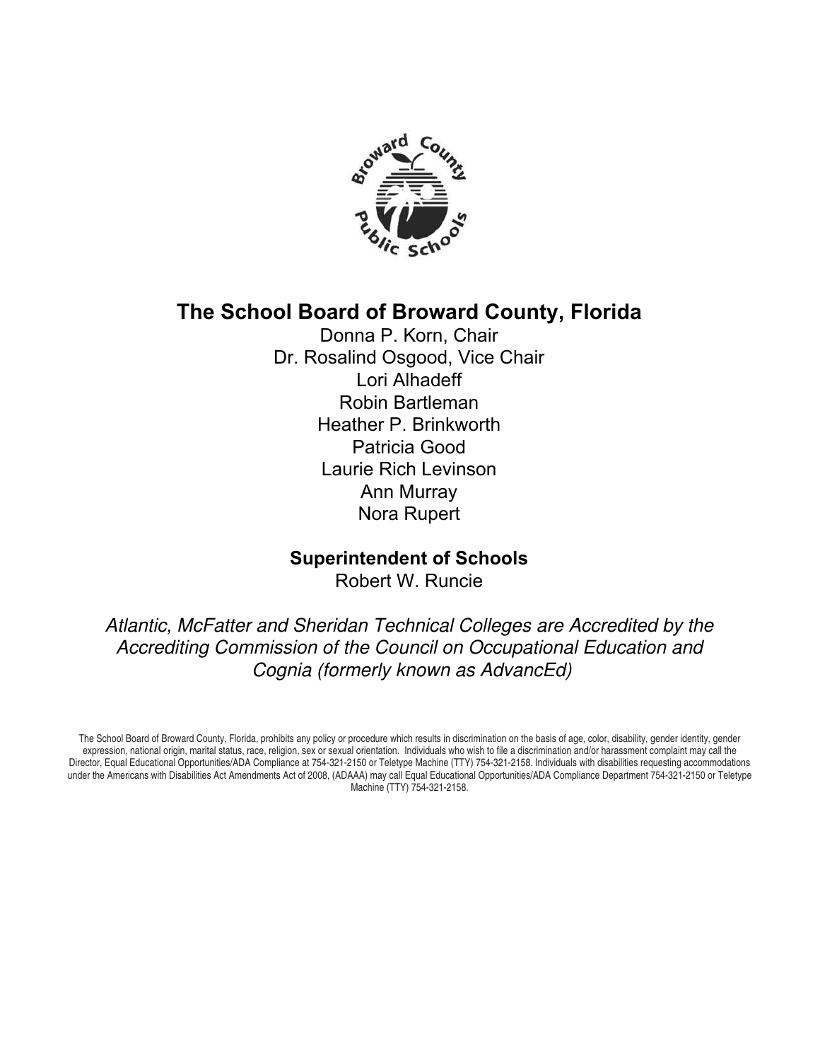# The School Board of Broward County, Florida

Donna P. Korn, Chair
Dr. Rosalind Osgood, Vice Chair
Lori Alhadeff
Robin Bartleman
Heather P. Brinkworth
Patricia Good
Laurie Rich Levinson
Ann Murray
Nora Rupert

**Superintendent of Schools**
Robert W. Runcie

*Atlantic, McFatter and Sheridan Technical Colleges are Accredited by the Accrediting Commission of the Council on Occupational Education and Cognia (formerly known as AdvancEd)*

The School Board of Broward County, Florida, prohibits any policy or procedure which results in discrimination on the basis of age, color, disability, gender identity, gender expression, national origin, marital status, race, religion, sex or sexual orientation. Individuals who wish to file a discrimination and/or harassment complaint may call the Director, Equal Educational Opportunities/ADA Compliance at 754-321-2150 or Teletype Machine (TTY) 754-321-2158. Individuals with disabilities requesting accommodations under the Americans with Disabilities Act Amendments Act of 2008, (ADAAA) may call Equal Educational Opportunities/ADA Compliance Department 754-321-2150 or Teletype Machine (TTY) 754-321-2158.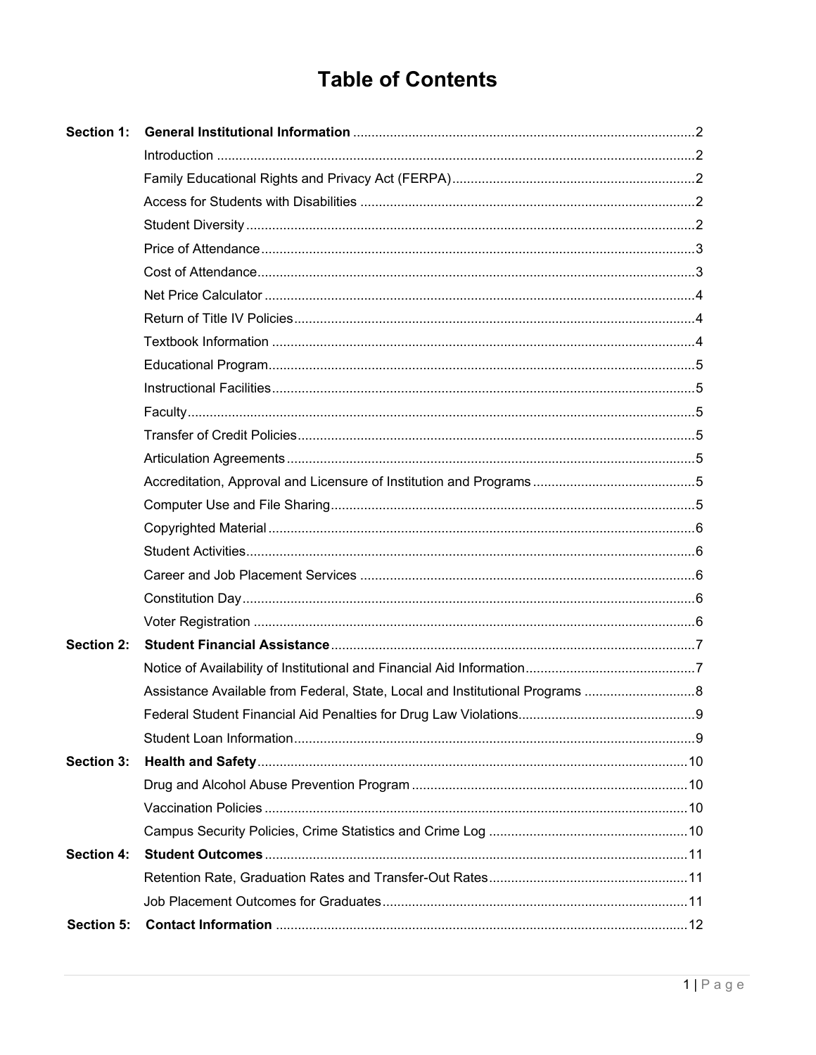# Table of Contents

**Section 1: General Institutional Information** ..... 2

- Introduction ..... 2
- Family Educational Rights and Privacy Act (FERPA) ..... 2
- Access for Students with Disabilities ..... 2
- Student Diversity ..... 2
- Price of Attendance ..... 3
- Cost of Attendance ..... 3
- Net Price Calculator ..... 4
- Return of Title IV Policies ..... 4
- Textbook Information ..... 4
- Educational Program ..... 5
- Instructional Facilities ..... 5
- Faculty ..... 5
- Transfer of Credit Policies ..... 5
- Articulation Agreements ..... 5
- Accreditation, Approval and Licensure of Institution and Programs ..... 5
- Computer Use and File Sharing ..... 5
- Copyrighted Material ..... 6
- Student Activities ..... 6
- Career and Job Placement Services ..... 6
- Constitution Day ..... 6
- Voter Registration ..... 6

**Section 2: Student Financial Assistance** ..... 7

- Notice of Availability of Institutional and Financial Aid Information ..... 7
- Assistance Available from Federal, State, Local and Institutional Programs ..... 8
- Federal Student Financial Aid Penalties for Drug Law Violations ..... 9
- Student Loan Information ..... 9

**Section 3: Health and Safety** ..... 10

- Drug and Alcohol Abuse Prevention Program ..... 10
- Vaccination Policies ..... 10
- Campus Security Policies, Crime Statistics and Crime Log ..... 10

**Section 4: Student Outcomes** ..... 11

- Retention Rate, Graduation Rates and Transfer-Out Rates ..... 11
- Job Placement Outcomes for Graduates ..... 11

**Section 5: Contact Information** ..... 12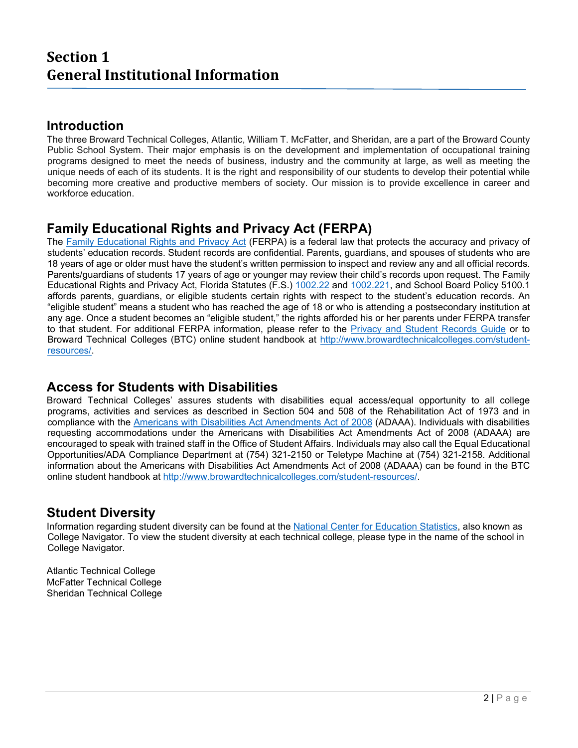# Section 1
# General Institutional Information

## Introduction

The three Broward Technical Colleges, Atlantic, William T. McFatter, and Sheridan, are a part of the Broward County Public School System. Their major emphasis is on the development and implementation of occupational training programs designed to meet the needs of business, industry and the community at large, as well as meeting the unique needs of each of its students. It is the right and responsibility of our students to develop their potential while becoming more creative and productive members of society. Our mission is to provide excellence in career and workforce education.

## Family Educational Rights and Privacy Act (FERPA)

The Family Educational Rights and Privacy Act (FERPA) is a federal law that protects the accuracy and privacy of students' education records. Student records are confidential. Parents, guardians, and spouses of students who are 18 years of age or older must have the student's written permission to inspect and review any and all official records. Parents/guardians of students 17 years of age or younger may review their child's records upon request. The Family Educational Rights and Privacy Act, Florida Statutes (F.S.) 1002.22 and 1002.221, and School Board Policy 5100.1 affords parents, guardians, or eligible students certain rights with respect to the student's education records. An "eligible student" means a student who has reached the age of 18 or who is attending a postsecondary institution at any age. Once a student becomes an "eligible student," the rights afforded his or her parents under FERPA transfer to that student. For additional FERPA information, please refer to the Privacy and Student Records Guide or to Broward Technical Colleges (BTC) online student handbook at http://www.browardtechnicalcolleges.com/student-resources/.

## Access for Students with Disabilities

Broward Technical Colleges' assures students with disabilities equal access/equal opportunity to all college programs, activities and services as described in Section 504 and 508 of the Rehabilitation Act of 1973 and in compliance with the Americans with Disabilities Act Amendments Act of 2008 (ADAAA). Individuals with disabilities requesting accommodations under the Americans with Disabilities Act Amendments Act of 2008 (ADAAA) are encouraged to speak with trained staff in the Office of Student Affairs. Individuals may also call the Equal Educational Opportunities/ADA Compliance Department at (754) 321-2150 or Teletype Machine at (754) 321-2158. Additional information about the Americans with Disabilities Act Amendments Act of 2008 (ADAAA) can be found in the BTC online student handbook at http://www.browardtechnicalcolleges.com/student-resources/.

## Student Diversity

Information regarding student diversity can be found at the National Center for Education Statistics, also known as College Navigator. To view the student diversity at each technical college, please type in the name of the school in College Navigator.

Atlantic Technical College
McFatter Technical College
Sheridan Technical College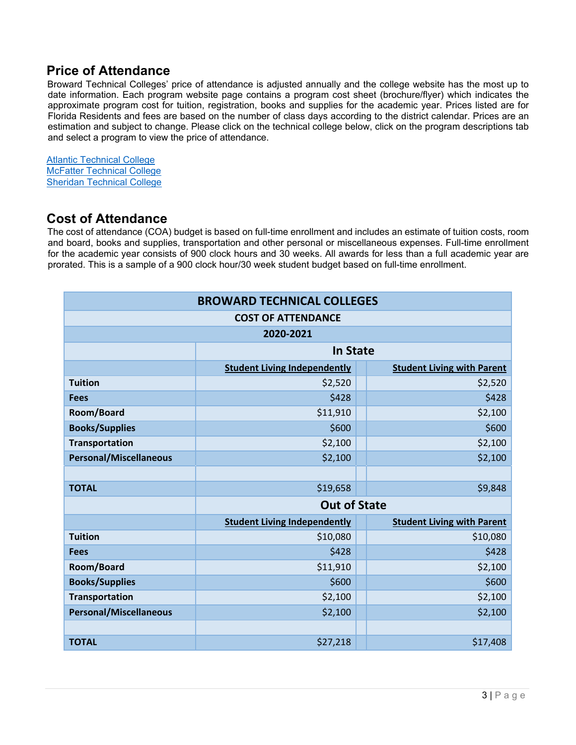## Price of Attendance

Broward Technical Colleges' price of attendance is adjusted annually and the college website has the most up to date information. Each program website page contains a program cost sheet (brochure/flyer) which indicates the approximate program cost for tuition, registration, books and supplies for the academic year. Prices listed are for Florida Residents and fees are based on the number of class days according to the district calendar. Prices are an estimation and subject to change. Please click on the technical college below, click on the program descriptions tab and select a program to view the price of attendance.

Atlantic Technical College
McFatter Technical College
Sheridan Technical College

## Cost of Attendance

The cost of attendance (COA) budget is based on full-time enrollment and includes an estimate of tuition costs, room and board, books and supplies, transportation and other personal or miscellaneous expenses. Full-time enrollment for the academic year consists of 900 clock hours and 30 weeks. All awards for less than a full academic year are prorated. This is a sample of a 900 clock hour/30 week student budget based on full-time enrollment.

| BROWARD TECHNICAL COLLEGES COST OF ATTENDANCE 2020-2021 | | |
|---|---|---|
| | **In State** | |
| | **Student Living Independently** | **Student Living with Parent** |
| **Tuition** | $2,520 | $2,520 |
| **Fees** | $428 | $428 |
| **Room/Board** | $11,910 | $2,100 |
| **Books/Supplies** | $600 | $600 |
| **Transportation** | $2,100 | $2,100 |
| **Personal/Miscellaneous** | $2,100 | $2,100 |
| | | |
| **TOTAL** | $19,658 | $9,848 |
| | **Out of State** | |
| | **Student Living Independently** | **Student Living with Parent** |
| **Tuition** | $10,080 | $10,080 |
| **Fees** | $428 | $428 |
| **Room/Board** | $11,910 | $2,100 |
| **Books/Supplies** | $600 | $600 |
| **Transportation** | $2,100 | $2,100 |
| **Personal/Miscellaneous** | $2,100 | $2,100 |
| | | |
| **TOTAL** | $27,218 | $17,408 |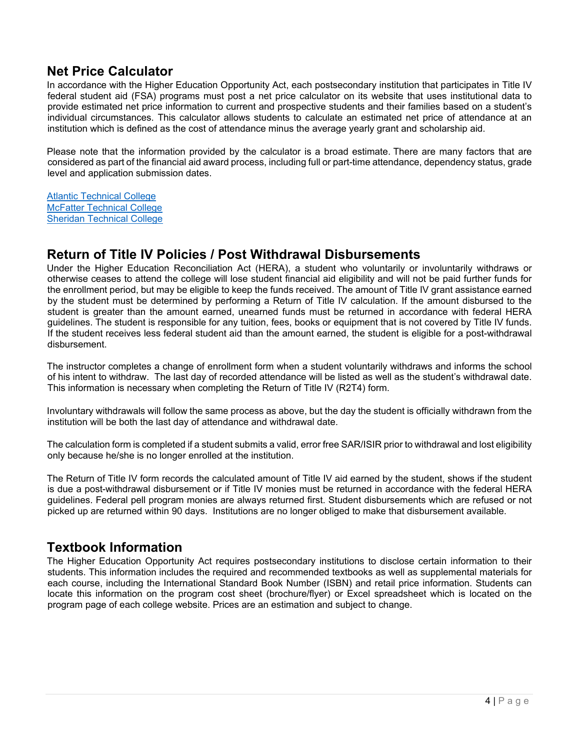## Net Price Calculator

In accordance with the Higher Education Opportunity Act, each postsecondary institution that participates in Title IV federal student aid (FSA) programs must post a net price calculator on its website that uses institutional data to provide estimated net price information to current and prospective students and their families based on a student's individual circumstances. This calculator allows students to calculate an estimated net price of attendance at an institution which is defined as the cost of attendance minus the average yearly grant and scholarship aid.

Please note that the information provided by the calculator is a broad estimate. There are many factors that are considered as part of the financial aid award process, including full or part-time attendance, dependency status, grade level and application submission dates.

Atlantic Technical College
McFatter Technical College
Sheridan Technical College

## Return of Title IV Policies / Post Withdrawal Disbursements

Under the Higher Education Reconciliation Act (HERA), a student who voluntarily or involuntarily withdraws or otherwise ceases to attend the college will lose student financial aid eligibility and will not be paid further funds for the enrollment period, but may be eligible to keep the funds received. The amount of Title IV grant assistance earned by the student must be determined by performing a Return of Title IV calculation. If the amount disbursed to the student is greater than the amount earned, unearned funds must be returned in accordance with federal HERA guidelines. The student is responsible for any tuition, fees, books or equipment that is not covered by Title IV funds. If the student receives less federal student aid than the amount earned, the student is eligible for a post-withdrawal disbursement.

The instructor completes a change of enrollment form when a student voluntarily withdraws and informs the school of his intent to withdraw. The last day of recorded attendance will be listed as well as the student's withdrawal date. This information is necessary when completing the Return of Title IV (R2T4) form.

Involuntary withdrawals will follow the same process as above, but the day the student is officially withdrawn from the institution will be both the last day of attendance and withdrawal date.

The calculation form is completed if a student submits a valid, error free SAR/ISIR prior to withdrawal and lost eligibility only because he/she is no longer enrolled at the institution.

The Return of Title IV form records the calculated amount of Title IV aid earned by the student, shows if the student is due a post-withdrawal disbursement or if Title IV monies must be returned in accordance with the federal HERA guidelines. Federal pell program monies are always returned first. Student disbursements which are refused or not picked up are returned within 90 days. Institutions are no longer obliged to make that disbursement available.

## Textbook Information

The Higher Education Opportunity Act requires postsecondary institutions to disclose certain information to their students. This information includes the required and recommended textbooks as well as supplemental materials for each course, including the International Standard Book Number (ISBN) and retail price information. Students can locate this information on the program cost sheet (brochure/flyer) or Excel spreadsheet which is located on the program page of each college website. Prices are an estimation and subject to change.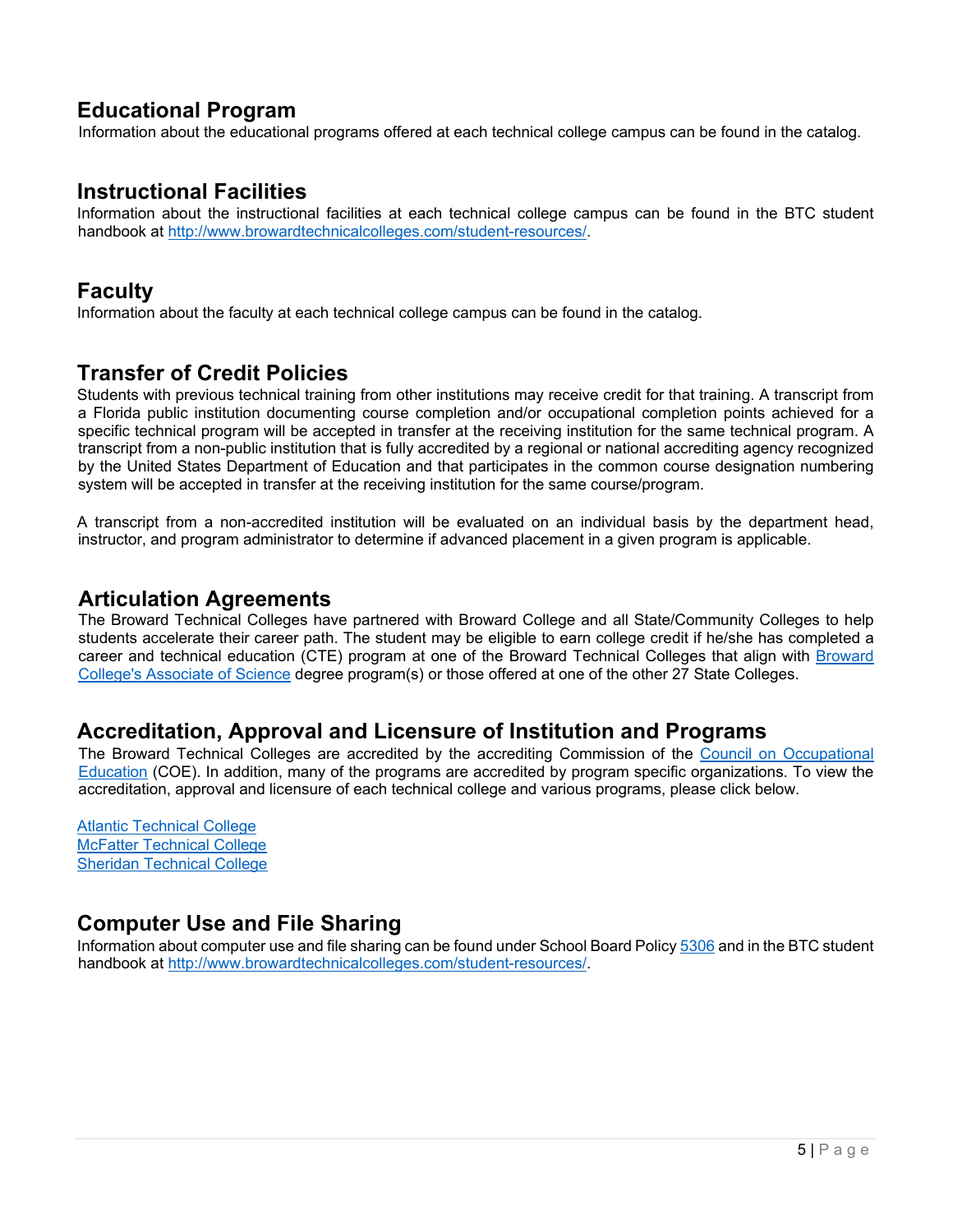## Educational Program

Information about the educational programs offered at each technical college campus can be found in the catalog.

## Instructional Facilities

Information about the instructional facilities at each technical college campus can be found in the BTC student handbook at http://www.browardtechnicalcolleges.com/student-resources/.

## Faculty

Information about the faculty at each technical college campus can be found in the catalog.

## Transfer of Credit Policies

Students with previous technical training from other institutions may receive credit for that training. A transcript from a Florida public institution documenting course completion and/or occupational completion points achieved for a specific technical program will be accepted in transfer at the receiving institution for the same technical program. A transcript from a non-public institution that is fully accredited by a regional or national accrediting agency recognized by the United States Department of Education and that participates in the common course designation numbering system will be accepted in transfer at the receiving institution for the same course/program.

A transcript from a non-accredited institution will be evaluated on an individual basis by the department head, instructor, and program administrator to determine if advanced placement in a given program is applicable.

## Articulation Agreements

The Broward Technical Colleges have partnered with Broward College and all State/Community Colleges to help students accelerate their career path. The student may be eligible to earn college credit if he/she has completed a career and technical education (CTE) program at one of the Broward Technical Colleges that align with Broward College's Associate of Science degree program(s) or those offered at one of the other 27 State Colleges.

## Accreditation, Approval and Licensure of Institution and Programs

The Broward Technical Colleges are accredited by the accrediting Commission of the Council on Occupational Education (COE). In addition, many of the programs are accredited by program specific organizations. To view the accreditation, approval and licensure of each technical college and various programs, please click below.

Atlantic Technical College
McFatter Technical College
Sheridan Technical College

## Computer Use and File Sharing

Information about computer use and file sharing can be found under School Board Policy 5306 and in the BTC student handbook at http://www.browardtechnicalcolleges.com/student-resources/.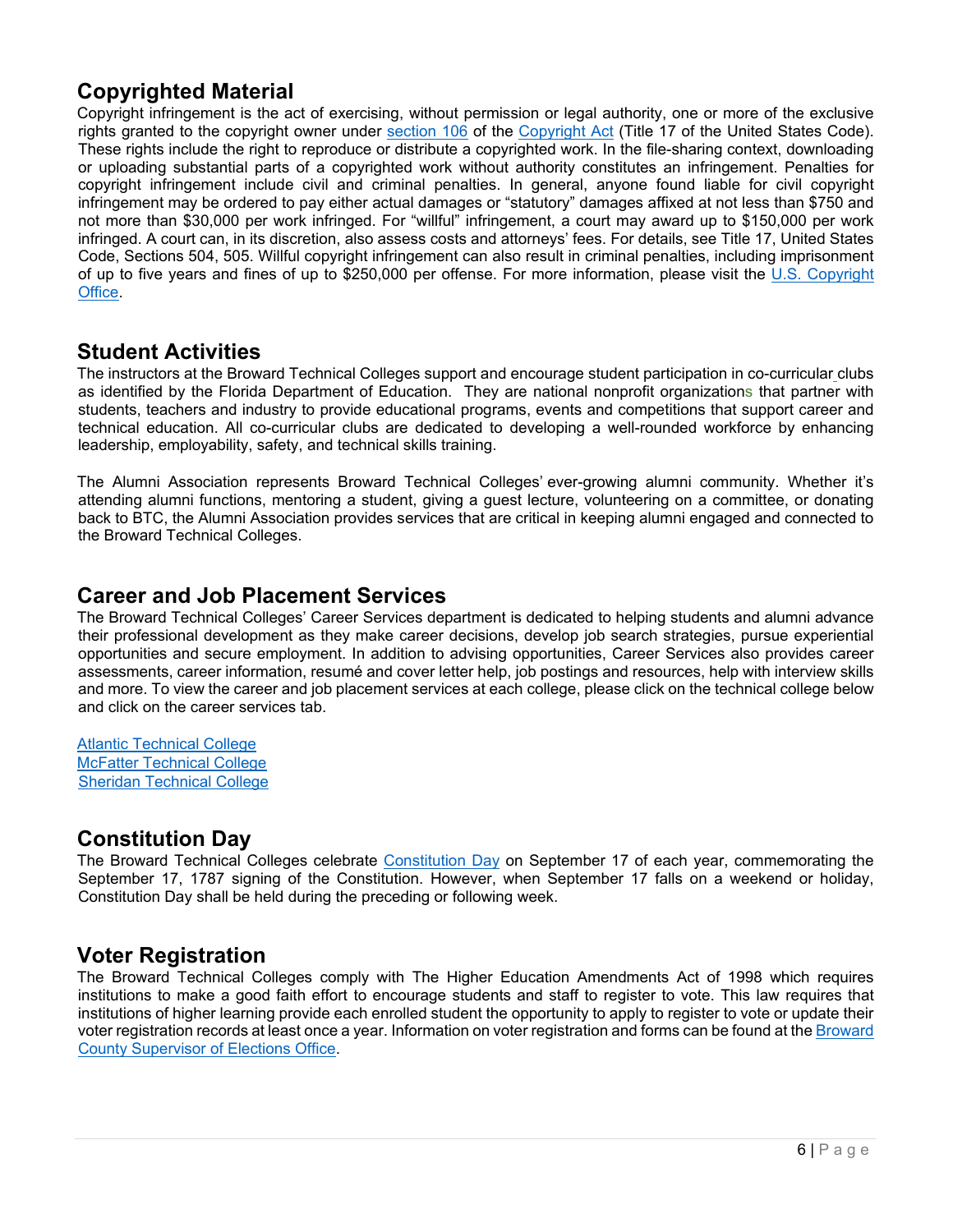## Copyrighted Material

Copyright infringement is the act of exercising, without permission or legal authority, one or more of the exclusive rights granted to the copyright owner under section 106 of the Copyright Act (Title 17 of the United States Code). These rights include the right to reproduce or distribute a copyrighted work. In the file-sharing context, downloading or uploading substantial parts of a copyrighted work without authority constitutes an infringement. Penalties for copyright infringement include civil and criminal penalties. In general, anyone found liable for civil copyright infringement may be ordered to pay either actual damages or "statutory" damages affixed at not less than $750 and not more than $30,000 per work infringed. For "willful" infringement, a court may award up to $150,000 per work infringed. A court can, in its discretion, also assess costs and attorneys' fees. For details, see Title 17, United States Code, Sections 504, 505. Willful copyright infringement can also result in criminal penalties, including imprisonment of up to five years and fines of up to $250,000 per offense. For more information, please visit the U.S. Copyright Office.

## Student Activities

The instructors at the Broward Technical Colleges support and encourage student participation in co-curricular clubs as identified by the Florida Department of Education. They are national nonprofit organizations that partner with students, teachers and industry to provide educational programs, events and competitions that support career and technical education. All co-curricular clubs are dedicated to developing a well-rounded workforce by enhancing leadership, employability, safety, and technical skills training.

The Alumni Association represents Broward Technical Colleges' ever-growing alumni community. Whether it's attending alumni functions, mentoring a student, giving a guest lecture, volunteering on a committee, or donating back to BTC, the Alumni Association provides services that are critical in keeping alumni engaged and connected to the Broward Technical Colleges.

## Career and Job Placement Services

The Broward Technical Colleges' Career Services department is dedicated to helping students and alumni advance their professional development as they make career decisions, develop job search strategies, pursue experiential opportunities and secure employment. In addition to advising opportunities, Career Services also provides career assessments, career information, resumé and cover letter help, job postings and resources, help with interview skills and more. To view the career and job placement services at each college, please click on the technical college below and click on the career services tab.

Atlantic Technical College
McFatter Technical College
Sheridan Technical College

## Constitution Day

The Broward Technical Colleges celebrate Constitution Day on September 17 of each year, commemorating the September 17, 1787 signing of the Constitution. However, when September 17 falls on a weekend or holiday, Constitution Day shall be held during the preceding or following week.

## Voter Registration

The Broward Technical Colleges comply with The Higher Education Amendments Act of 1998 which requires institutions to make a good faith effort to encourage students and staff to register to vote. This law requires that institutions of higher learning provide each enrolled student the opportunity to apply to register to vote or update their voter registration records at least once a year. Information on voter registration and forms can be found at the Broward County Supervisor of Elections Office.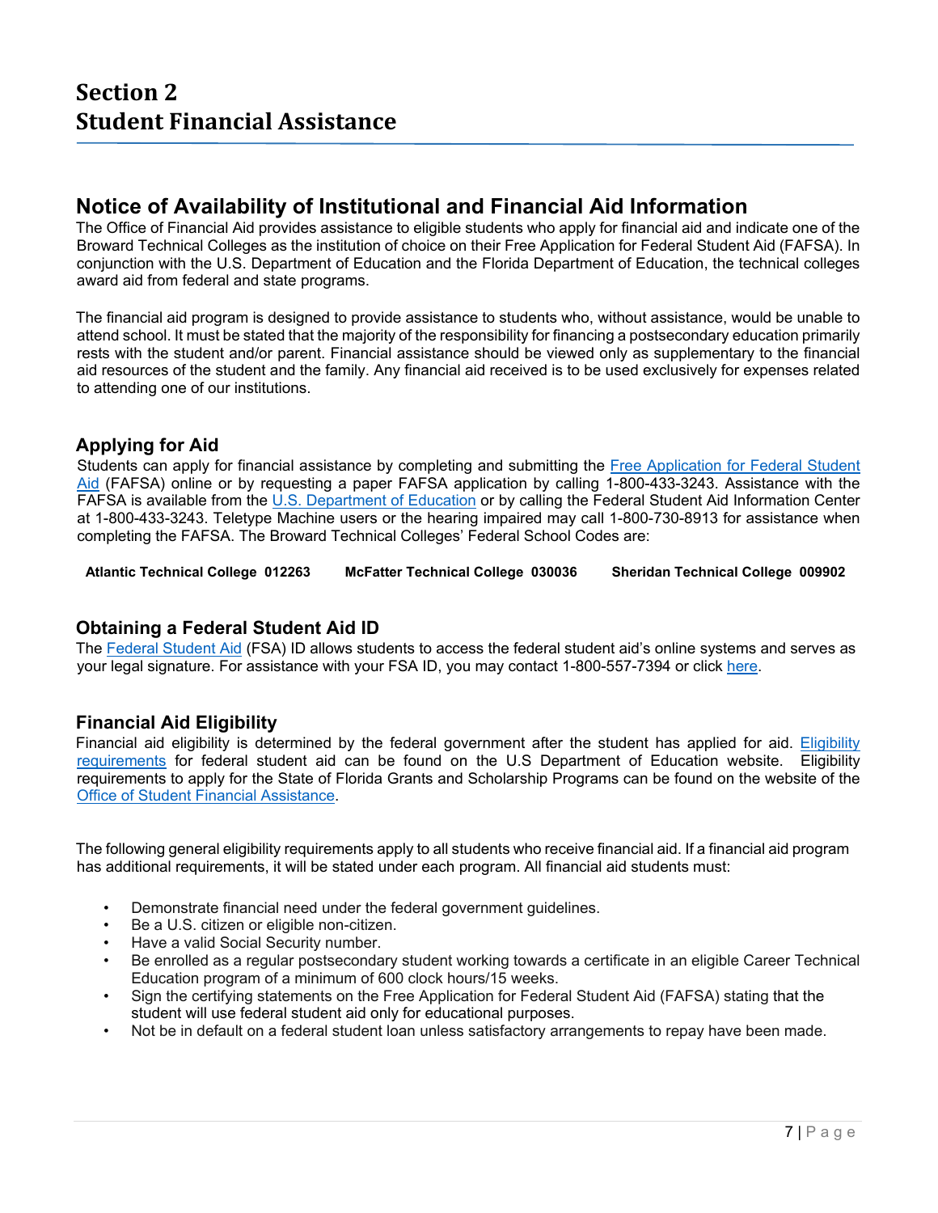# Section 2
# Student Financial Assistance

## Notice of Availability of Institutional and Financial Aid Information

The Office of Financial Aid provides assistance to eligible students who apply for financial aid and indicate one of the Broward Technical Colleges as the institution of choice on their Free Application for Federal Student Aid (FAFSA). In conjunction with the U.S. Department of Education and the Florida Department of Education, the technical colleges award aid from federal and state programs.

The financial aid program is designed to provide assistance to students who, without assistance, would be unable to attend school. It must be stated that the majority of the responsibility for financing a postsecondary education primarily rests with the student and/or parent. Financial assistance should be viewed only as supplementary to the financial aid resources of the student and the family. Any financial aid received is to be used exclusively for expenses related to attending one of our institutions.

### Applying for Aid

Students can apply for financial assistance by completing and submitting the Free Application for Federal Student Aid (FAFSA) online or by requesting a paper FAFSA application by calling 1-800-433-3243. Assistance with the FAFSA is available from the U.S. Department of Education or by calling the Federal Student Aid Information Center at 1-800-433-3243. Teletype Machine users or the hearing impaired may call 1-800-730-8913 for assistance when completing the FAFSA. The Broward Technical Colleges' Federal School Codes are:

**Atlantic Technical College 012263** **McFatter Technical College 030036** **Sheridan Technical College 009902**

### Obtaining a Federal Student Aid ID

The Federal Student Aid (FSA) ID allows students to access the federal student aid's online systems and serves as your legal signature. For assistance with your FSA ID, you may contact 1-800-557-7394 or click here.

### Financial Aid Eligibility

Financial aid eligibility is determined by the federal government after the student has applied for aid. Eligibility requirements for federal student aid can be found on the U.S Department of Education website. Eligibility requirements to apply for the State of Florida Grants and Scholarship Programs can be found on the website of the Office of Student Financial Assistance.

The following general eligibility requirements apply to all students who receive financial aid. If a financial aid program has additional requirements, it will be stated under each program. All financial aid students must:

- Demonstrate financial need under the federal government guidelines.
- Be a U.S. citizen or eligible non-citizen.
- Have a valid Social Security number.
- Be enrolled as a regular postsecondary student working towards a certificate in an eligible Career Technical Education program of a minimum of 600 clock hours/15 weeks.
- Sign the certifying statements on the Free Application for Federal Student Aid (FAFSA) stating that the student will use federal student aid only for educational purposes.
- Not be in default on a federal student loan unless satisfactory arrangements to repay have been made.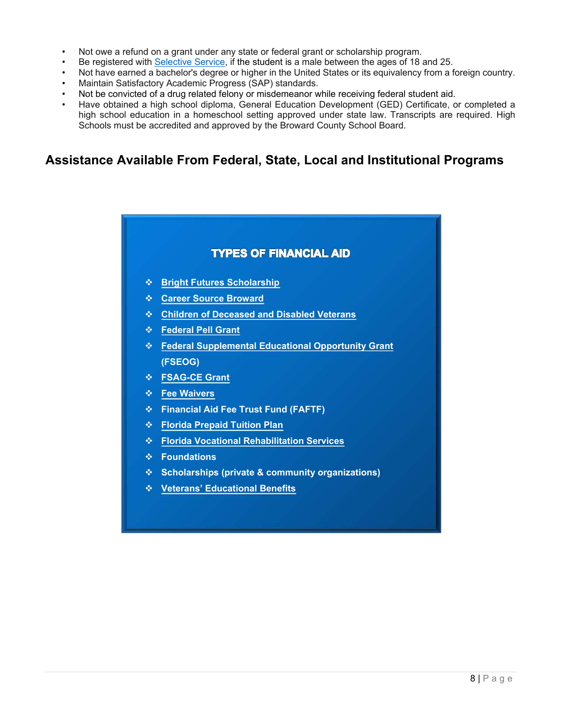- Not owe a refund on a grant under any state or federal grant or scholarship program.
- Be registered with Selective Service, if the student is a male between the ages of 18 and 25.
- Not have earned a bachelor's degree or higher in the United States or its equivalency from a foreign country.
- Maintain Satisfactory Academic Progress (SAP) standards.
- Not be convicted of a drug related felony or misdemeanor while receiving federal student aid.
- Have obtained a high school diploma, General Education Development (GED) Certificate, or completed a high school education in a homeschool setting approved under state law. Transcripts are required. High Schools must be accredited and approved by the Broward County School Board.

## Assistance Available From Federal, State, Local and Institutional Programs

### TYPES OF FINANCIAL AID

- Bright Futures Scholarship
- Career Source Broward
- Children of Deceased and Disabled Veterans
- Federal Pell Grant
- Federal Supplemental Educational Opportunity Grant (FSEOG)
- FSAG-CE Grant
- Fee Waivers
- Financial Aid Fee Trust Fund (FAFTF)
- Florida Prepaid Tuition Plan
- Florida Vocational Rehabilitation Services
- Foundations
- Scholarships (private & community organizations)
- Veterans' Educational Benefits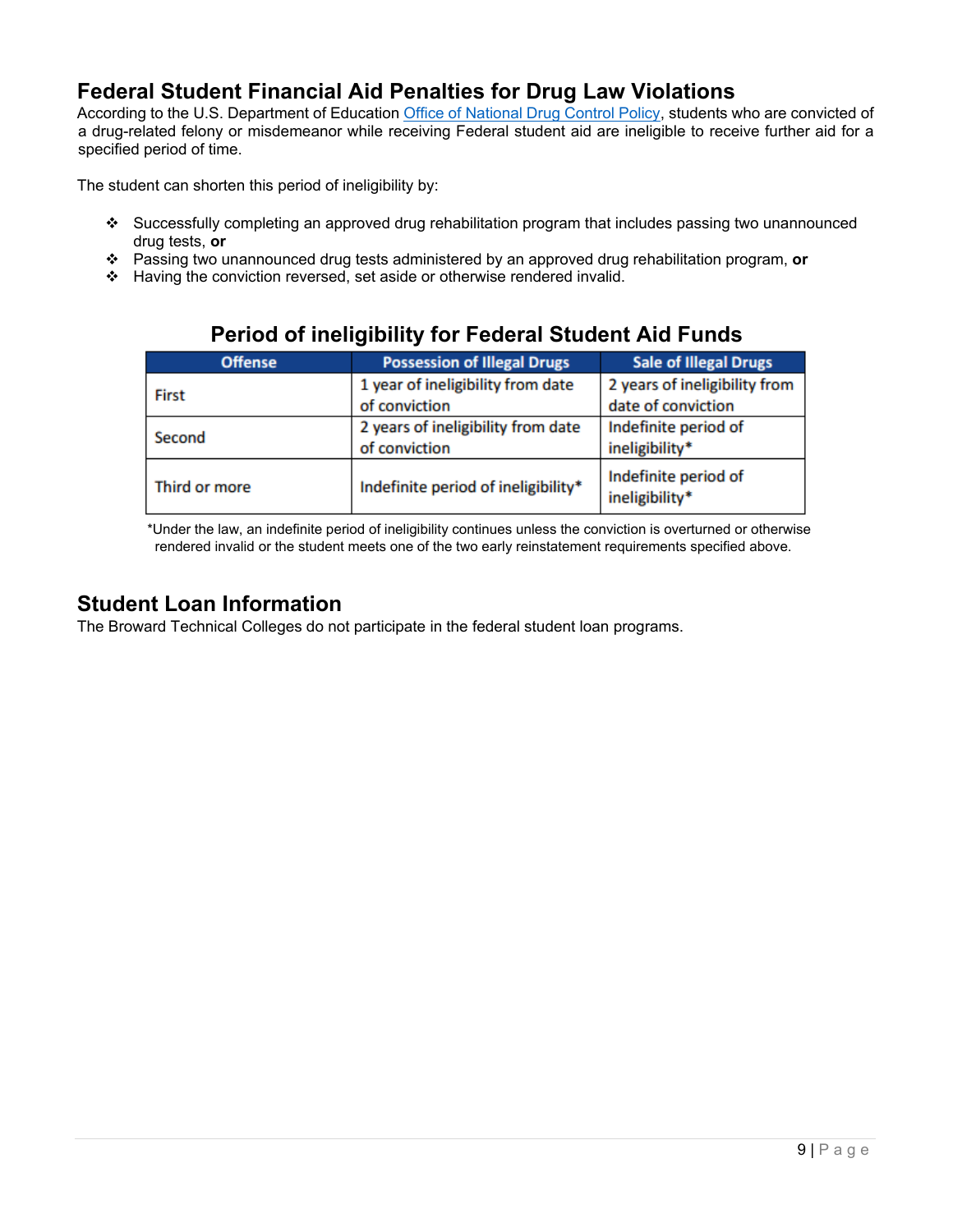## Federal Student Financial Aid Penalties for Drug Law Violations

According to the U.S. Department of Education [Office of National Drug Control Policy](), students who are convicted of a drug-related felony or misdemeanor while receiving Federal student aid are ineligible to receive further aid for a specified period of time.

The student can shorten this period of ineligibility by:

- Successfully completing an approved drug rehabilitation program that includes passing two unannounced drug tests, **or**
- Passing two unannounced drug tests administered by an approved drug rehabilitation program, **or**
- Having the conviction reversed, set aside or otherwise rendered invalid.

### Period of ineligibility for Federal Student Aid Funds

| Offense | Possession of Illegal Drugs | Sale of Illegal Drugs |
|---|---|---|
| First | 1 year of ineligibility from date of conviction | 2 years of ineligibility from date of conviction |
| Second | 2 years of ineligibility from date of conviction | Indefinite period of ineligibility* |
| Third or more | Indefinite period of ineligibility* | Indefinite period of ineligibility* |

*Under the law, an indefinite period of ineligibility continues unless the conviction is overturned or otherwise rendered invalid or the student meets one of the two early reinstatement requirements specified above.

## Student Loan Information

The Broward Technical Colleges do not participate in the federal student loan programs.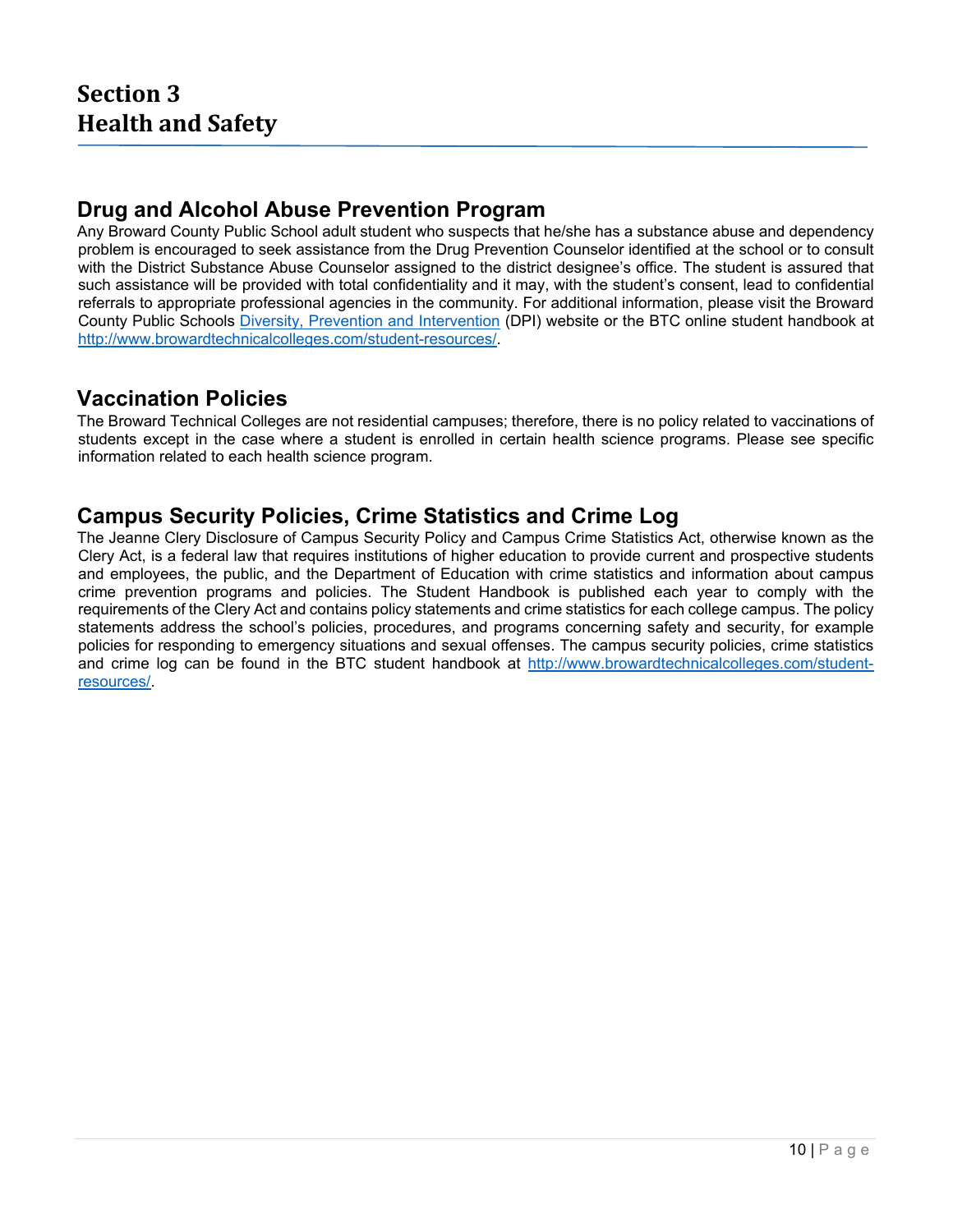# Section 3
# Health and Safety

## Drug and Alcohol Abuse Prevention Program

Any Broward County Public School adult student who suspects that he/she has a substance abuse and dependency problem is encouraged to seek assistance from the Drug Prevention Counselor identified at the school or to consult with the District Substance Abuse Counselor assigned to the district designee's office. The student is assured that such assistance will be provided with total confidentiality and it may, with the student's consent, lead to confidential referrals to appropriate professional agencies in the community. For additional information, please visit the Broward County Public Schools Diversity, Prevention and Intervention (DPI) website or the BTC online student handbook at http://www.browardtechnicalcolleges.com/student-resources/.

## Vaccination Policies

The Broward Technical Colleges are not residential campuses; therefore, there is no policy related to vaccinations of students except in the case where a student is enrolled in certain health science programs. Please see specific information related to each health science program.

## Campus Security Policies, Crime Statistics and Crime Log

The Jeanne Clery Disclosure of Campus Security Policy and Campus Crime Statistics Act, otherwise known as the Clery Act, is a federal law that requires institutions of higher education to provide current and prospective students and employees, the public, and the Department of Education with crime statistics and information about campus crime prevention programs and policies. The Student Handbook is published each year to comply with the requirements of the Clery Act and contains policy statements and crime statistics for each college campus. The policy statements address the school's policies, procedures, and programs concerning safety and security, for example policies for responding to emergency situations and sexual offenses. The campus security policies, crime statistics and crime log can be found in the BTC student handbook at http://www.browardtechnicalcolleges.com/student-resources/.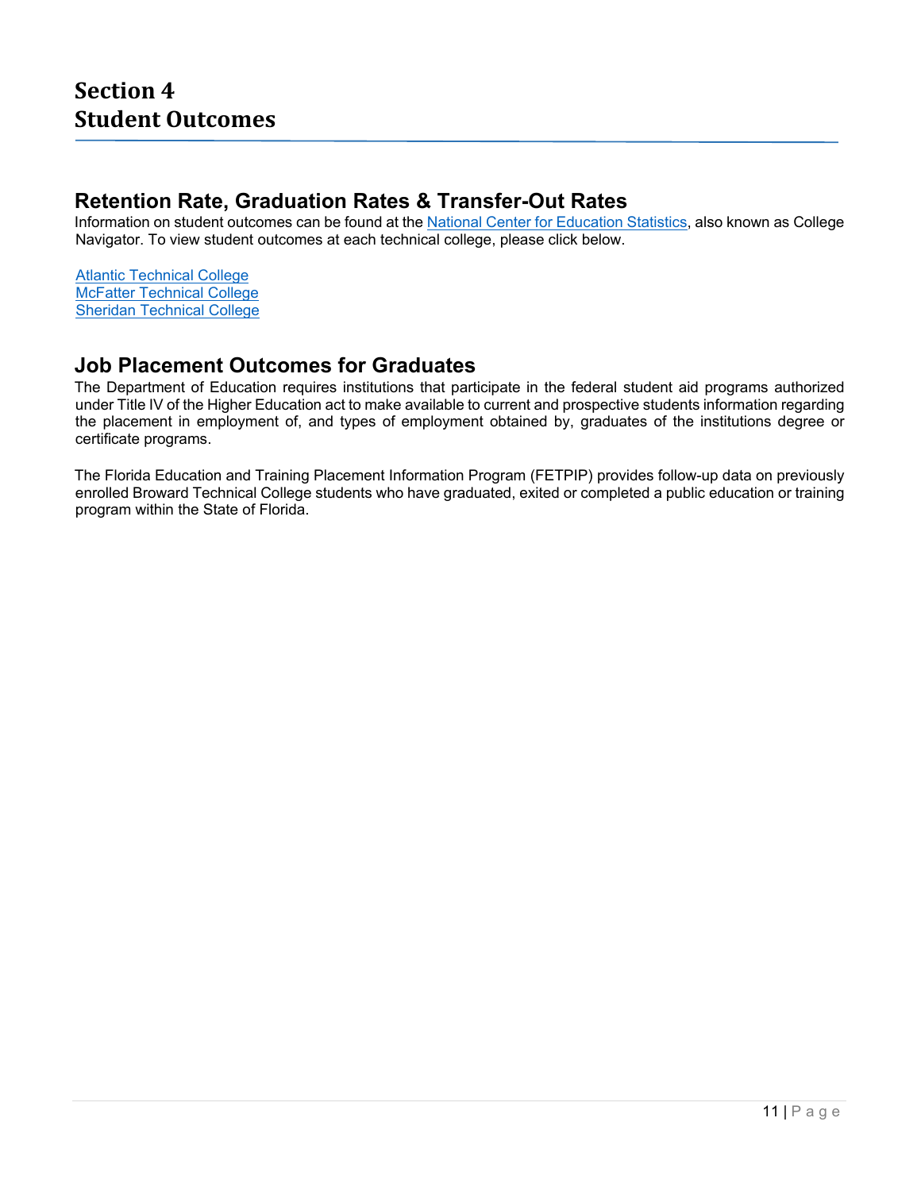# Section 4
# Student Outcomes

## Retention Rate, Graduation Rates & Transfer-Out Rates

Information on student outcomes can be found at the National Center for Education Statistics, also known as College Navigator. To view student outcomes at each technical college, please click below.

Atlantic Technical College
McFatter Technical College
Sheridan Technical College

## Job Placement Outcomes for Graduates

The Department of Education requires institutions that participate in the federal student aid programs authorized under Title IV of the Higher Education act to make available to current and prospective students information regarding the placement in employment of, and types of employment obtained by, graduates of the institutions degree or certificate programs.

The Florida Education and Training Placement Information Program (FETPIP) provides follow-up data on previously enrolled Broward Technical College students who have graduated, exited or completed a public education or training program within the State of Florida.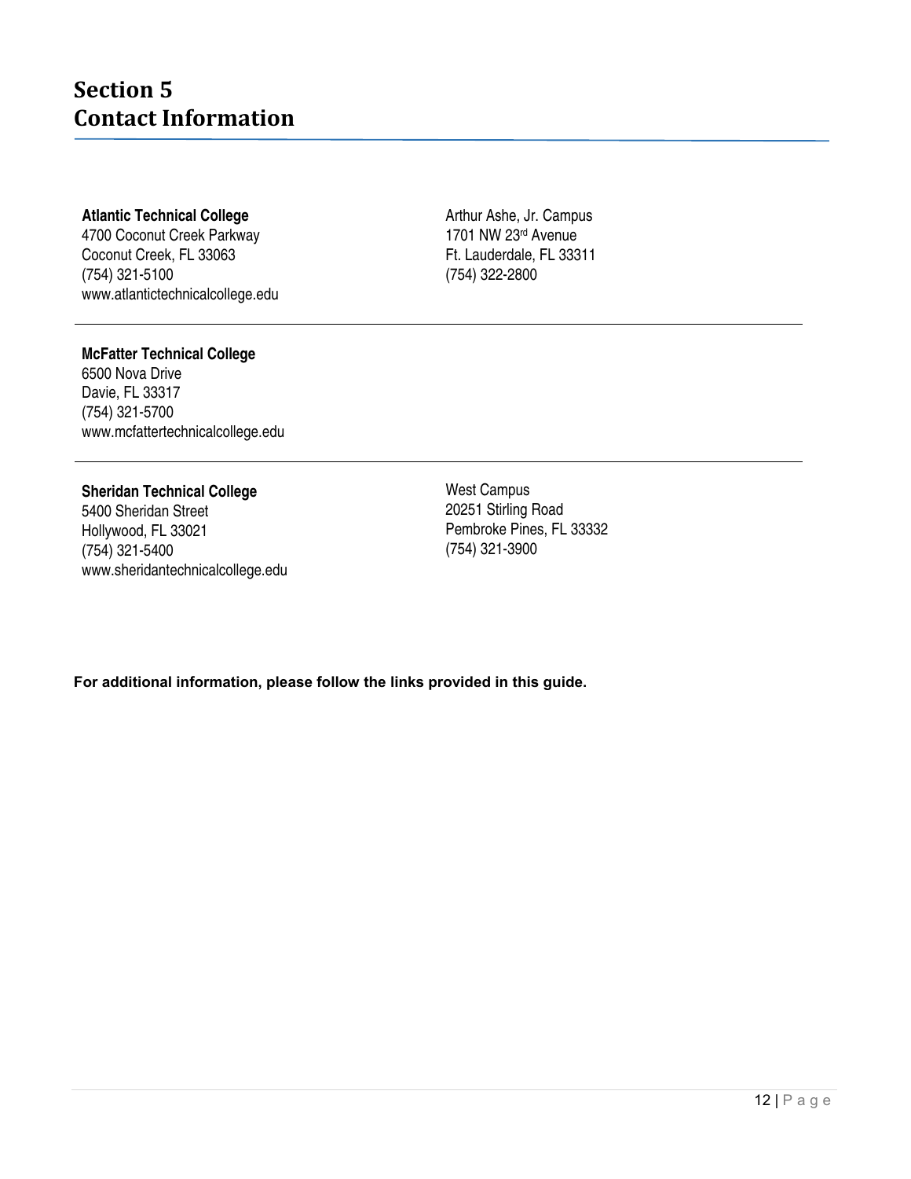# Section 5
# Contact Information

**Atlantic Technical College**
4700 Coconut Creek Parkway
Coconut Creek, FL 33063
(754) 321-5100
www.atlantictechnicalcollege.edu

Arthur Ashe, Jr. Campus
1701 NW 23rd Avenue
Ft. Lauderdale, FL 33311
(754) 322-2800

---

**McFatter Technical College**
6500 Nova Drive
Davie, FL 33317
(754) 321-5700
www.mcfattertechnicalcollege.edu

---

**Sheridan Technical College**
5400 Sheridan Street
Hollywood, FL 33021
(754) 321-5400
www.sheridantechnicalcollege.edu

West Campus
20251 Stirling Road
Pembroke Pines, FL 33332
(754) 321-3900

**For additional information, please follow the links provided in this guide.**